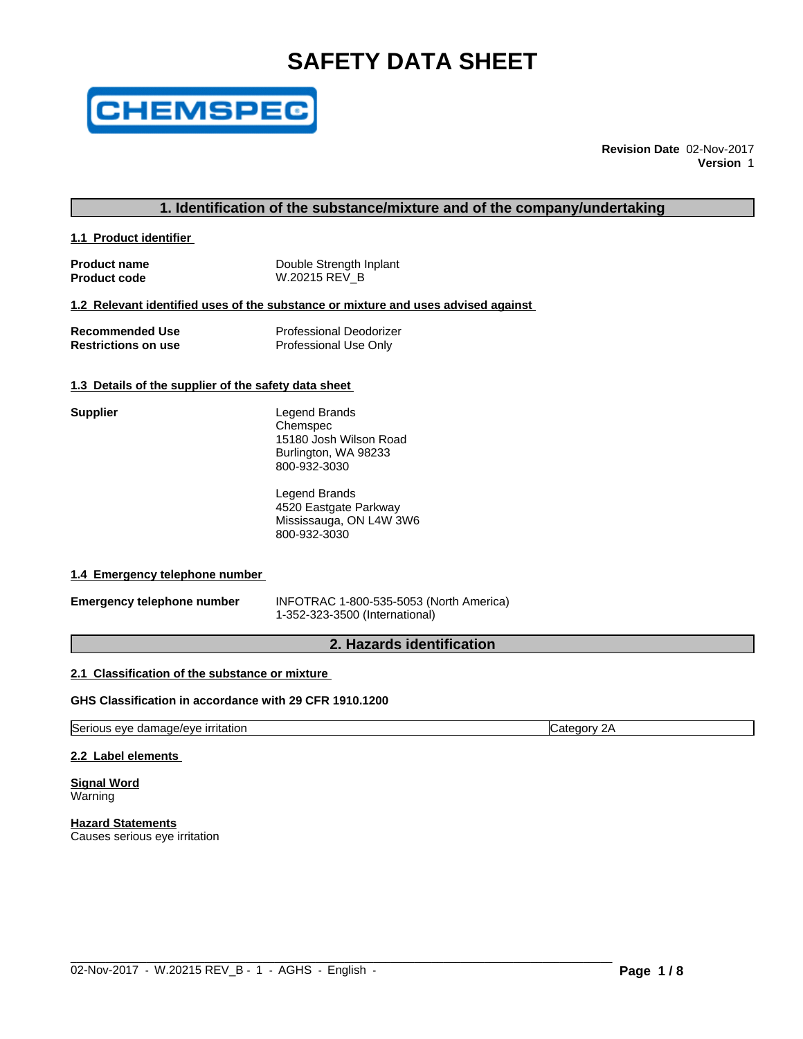# SAFETY DATA SHEET

CHEMSPEC

**Revision Date** 02-Nov-2017
**Version** 1

## 1. Identification of the substance/mixture and of the company/undertaking

### 1.1 Product identifier

| | |
|---|---|
| **Product name** | Double Strength Inplant |
| **Product code** | W.20215 REV_B |

### 1.2 Relevant identified uses of the substance or mixture and uses advised against

| | |
|---|---|
| **Recommended Use** | Professional Deodorizer |
| **Restrictions on use** | Professional Use Only |

### 1.3 Details of the supplier of the safety data sheet

**Supplier**

Legend Brands
Chemspec
15180 Josh Wilson Road
Burlington, WA 98233
800-932-3030

Legend Brands
4520 Eastgate Parkway
Mississauga, ON L4W 3W6
800-932-3030

### 1.4 Emergency telephone number

**Emergency telephone number**

INFOTRAC 1-800-535-5053 (North America)
1-352-323-3500 (International)

## 2. Hazards identification

### 2.1 Classification of the substance or mixture

**GHS Classification in accordance with 29 CFR 1910.1200**

| | |
|---|---|
| Serious eye damage/eye irritation | Category 2A |

### 2.2 Label elements

**Signal Word**
Warning

**Hazard Statements**
Causes serious eye irritation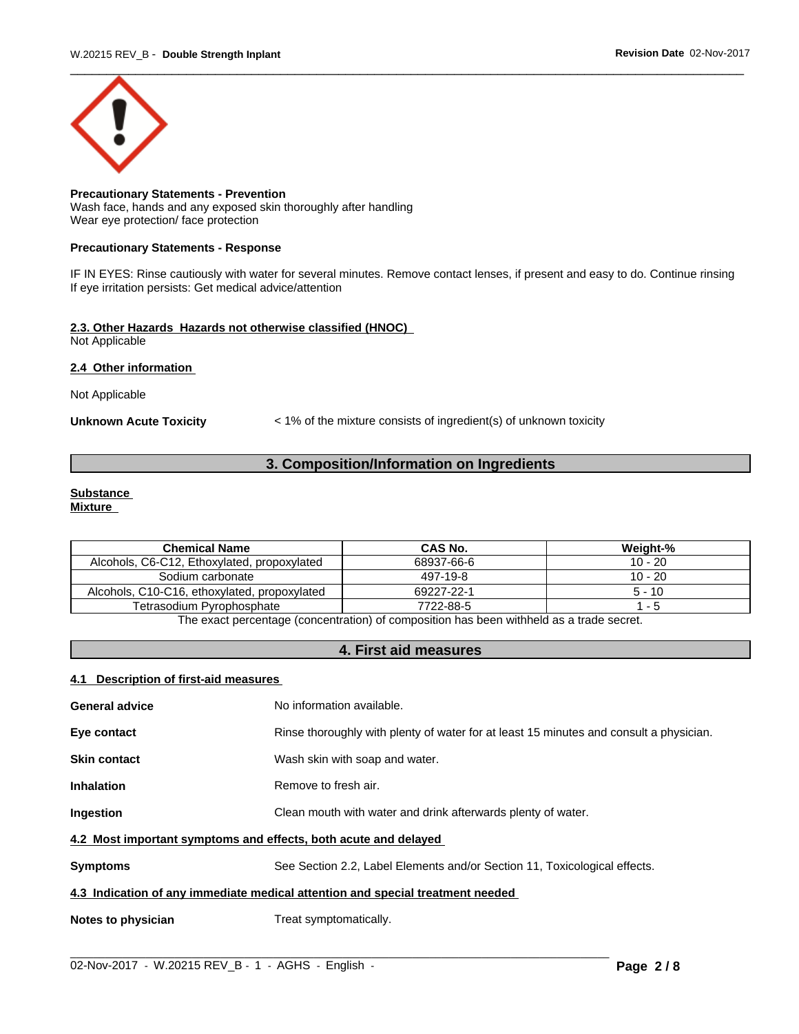**Precautionary Statements - Prevention**
Wash face, hands and any exposed skin thoroughly after handling
Wear eye protection/ face protection

**Precautionary Statements - Response**

IF IN EYES: Rinse cautiously with water for several minutes. Remove contact lenses, if present and easy to do. Continue rinsing
If eye irritation persists: Get medical advice/attention

### 2.3. Other Hazards Hazards not otherwise classified (HNOC)

Not Applicable

### 2.4 Other information

Not Applicable

**Unknown Acute Toxicity** < 1% of the mixture consists of ingredient(s) of unknown toxicity

## 3. Composition/Information on Ingredients

**Substance**
**Mixture**

| Chemical Name | CAS No. | Weight-% |
|---|---|---|
| Alcohols, C6-C12, Ethoxylated, propoxylated | 68937-66-6 | 10 - 20 |
| Sodium carbonate | 497-19-8 | 10 - 20 |
| Alcohols, C10-C16, ethoxylated, propoxylated | 69227-22-1 | 5 - 10 |
| Tetrasodium Pyrophosphate | 7722-88-5 | 1 - 5 |

The exact percentage (concentration) of composition has been withheld as a trade secret.

## 4. First aid measures

### 4.1 Description of first-aid measures

**General advice** No information available.

**Eye contact** Rinse thoroughly with plenty of water for at least 15 minutes and consult a physician.

**Skin contact** Wash skin with soap and water.

**Inhalation** Remove to fresh air.

**Ingestion** Clean mouth with water and drink afterwards plenty of water.

### 4.2 Most important symptoms and effects, both acute and delayed

**Symptoms** See Section 2.2, Label Elements and/or Section 11, Toxicological effects.

### 4.3 Indication of any immediate medical attention and special treatment needed

**Notes to physician** Treat symptomatically.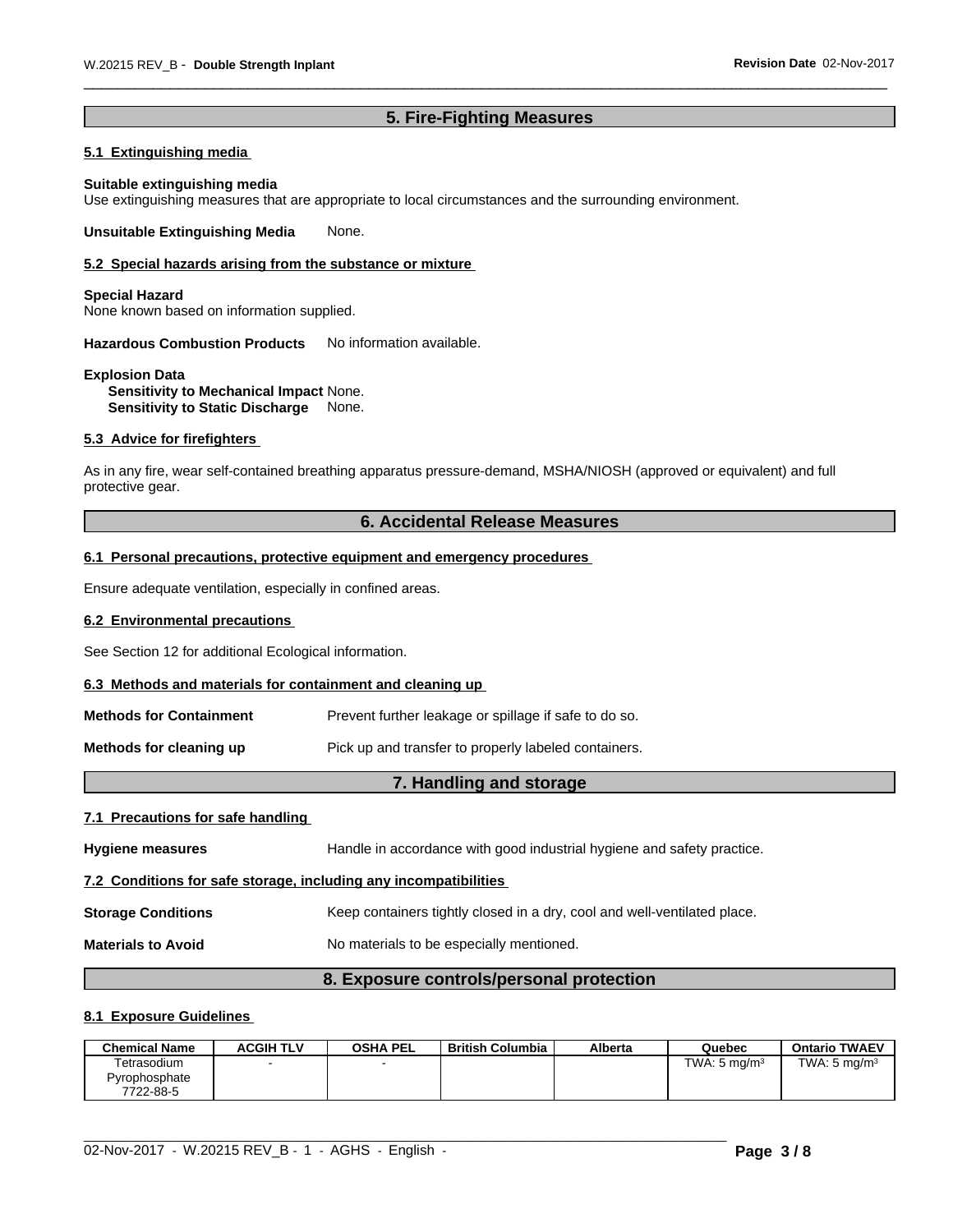## 5. Fire-Fighting Measures

### 5.1 Extinguishing media

**Suitable extinguishing media**
Use extinguishing measures that are appropriate to local circumstances and the surrounding environment.

**Unsuitable Extinguishing Media** None.

### 5.2 Special hazards arising from the substance or mixture

**Special Hazard**
None known based on information supplied.

**Hazardous Combustion Products** No information available.

**Explosion Data**
**Sensitivity to Mechanical Impact** None.
**Sensitivity to Static Discharge** None.

### 5.3 Advice for firefighters

As in any fire, wear self-contained breathing apparatus pressure-demand, MSHA/NIOSH (approved or equivalent) and full protective gear.

## 6. Accidental Release Measures

### 6.1 Personal precautions, protective equipment and emergency procedures

Ensure adequate ventilation, especially in confined areas.

### 6.2 Environmental precautions

See Section 12 for additional Ecological information.

### 6.3 Methods and materials for containment and cleaning up

**Methods for Containment** Prevent further leakage or spillage if safe to do so.

**Methods for cleaning up** Pick up and transfer to properly labeled containers.

## 7. Handling and storage

### 7.1 Precautions for safe handling

**Hygiene measures** Handle in accordance with good industrial hygiene and safety practice.

### 7.2 Conditions for safe storage, including any incompatibilities

**Storage Conditions** Keep containers tightly closed in a dry, cool and well-ventilated place.

**Materials to Avoid** No materials to be especially mentioned.

## 8. Exposure controls/personal protection

### 8.1 Exposure Guidelines

| Chemical Name | ACGIH TLV | OSHA PEL | British Columbia | Alberta | Quebec | Ontario TWAEV |
|---|---|---|---|---|---|---|
| Tetrasodium Pyrophosphate 7722-88-5 | - | - | | | TWA: 5 mg/m³ | TWA: 5 mg/m³ |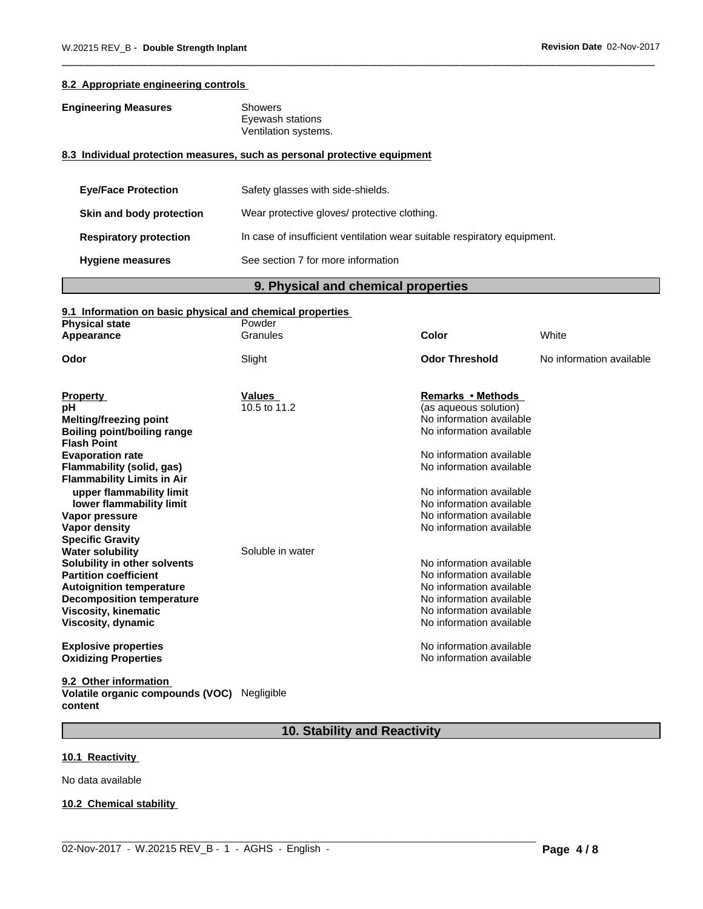**8.2 Appropriate engineering controls**

| | |
|---|---|
| **Engineering Measures** | Showers<br>Eyewash stations<br>Ventilation systems. |

**8.3 Individual protection measures, such as personal protective equipment**

| | |
|---|---|
| **Eye/Face Protection** | Safety glasses with side-shields. |
| **Skin and body protection** | Wear protective gloves/ protective clothing. |
| **Respiratory protection** | In case of insufficient ventilation wear suitable respiratory equipment. |
| **Hygiene measures** | See section 7 for more information |

## 9. Physical and chemical properties

**9.1 Information on basic physical and chemical properties**

| | | | |
|---|---|---|---|
| **Physical state** | Powder | | |
| **Appearance** | Granules | **Color** | White |
| **Odor** | Slight | **Odor Threshold** | No information available |

| **Property** | **Values** | **Remarks • Methods** |
|---|---|---|
| **pH** | 10.5 to 11.2 | (as aqueous solution) |
| **Melting/freezing point** | | No information available |
| **Boiling point/boiling range** | | No information available |
| **Flash Point** | | |
| **Evaporation rate** | | No information available |
| **Flammability (solid, gas)** | | No information available |
| **Flammability Limits in Air** | | |
| **upper flammability limit** | | No information available |
| **lower flammability limit** | | No information available |
| **Vapor pressure** | | No information available |
| **Vapor density** | | No information available |
| **Specific Gravity** | | |
| **Water solubility** | Soluble in water | |
| **Solubility in other solvents** | | No information available |
| **Partition coefficient** | | No information available |
| **Autoignition temperature** | | No information available |
| **Decomposition temperature** | | No information available |
| **Viscosity, kinematic** | | No information available |
| **Viscosity, dynamic** | | No information available |
| **Explosive properties** | | No information available |
| **Oxidizing Properties** | | No information available |

**9.2 Other information**

**Volatile organic compounds (VOC) content** Negligible

## 10. Stability and Reactivity

**10.1 Reactivity**

No data available

**10.2 Chemical stability**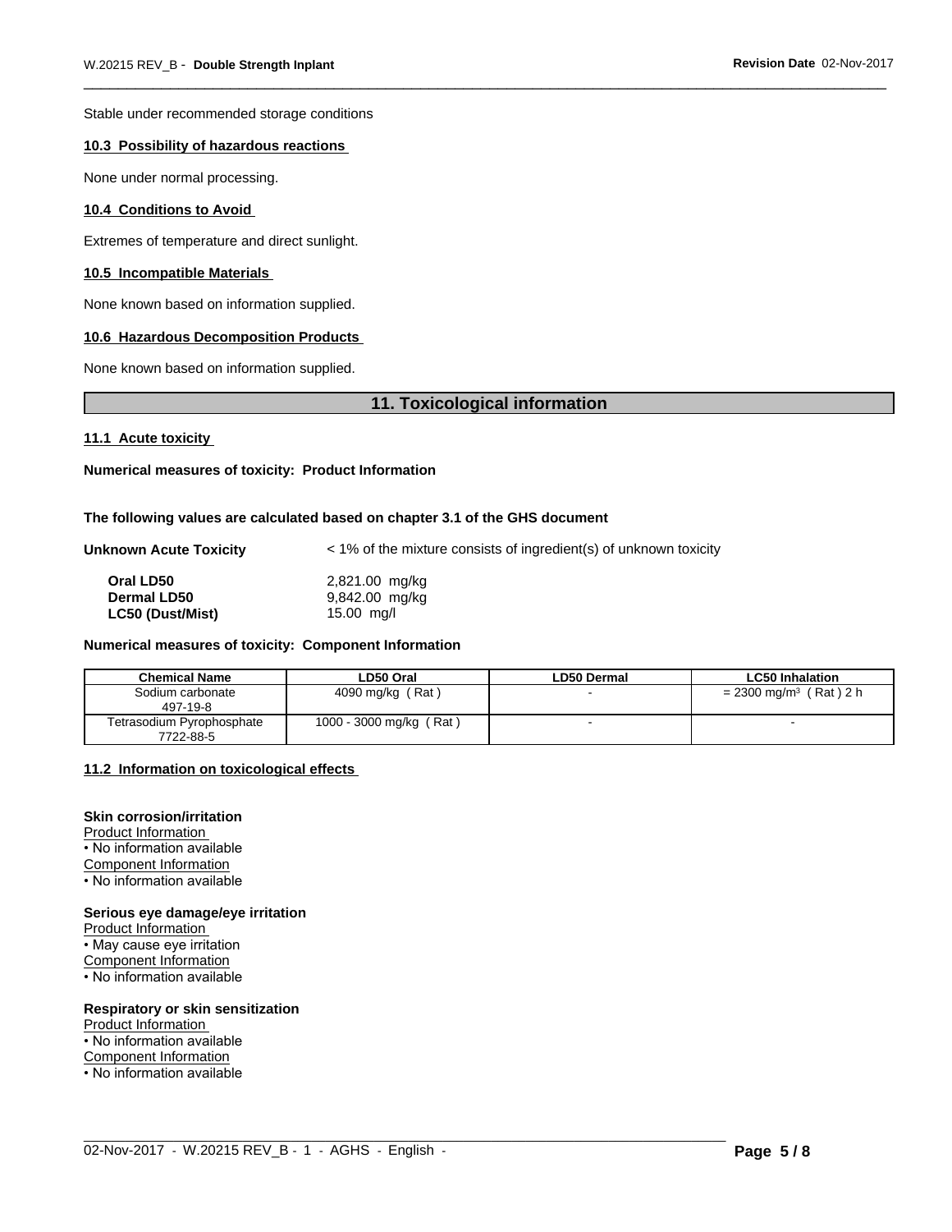Stable under recommended storage conditions

### 10.3 Possibility of hazardous reactions

None under normal processing.

### 10.4 Conditions to Avoid

Extremes of temperature and direct sunlight.

### 10.5 Incompatible Materials

None known based on information supplied.

### 10.6 Hazardous Decomposition Products

None known based on information supplied.

## 11. Toxicological information

### 11.1 Acute toxicity

**Numerical measures of toxicity: Product Information**

**The following values are calculated based on chapter 3.1 of the GHS document**

**Unknown Acute Toxicity** < 1% of the mixture consists of ingredient(s) of unknown toxicity

| | |
|---|---|
| **Oral LD50** | 2,821.00 mg/kg |
| **Dermal LD50** | 9,842.00 mg/kg |
| **LC50 (Dust/Mist)** | 15.00 mg/l |

**Numerical measures of toxicity: Component Information**

| Chemical Name | LD50 Oral | LD50 Dermal | LC50 Inhalation |
|---|---|---|---|
| Sodium carbonate<br>497-19-8 | 4090 mg/kg ( Rat ) | - | = 2300 mg/m³ ( Rat ) 2 h |
| Tetrasodium Pyrophosphate<br>7722-88-5 | 1000 - 3000 mg/kg ( Rat ) | - | - |

### 11.2 Information on toxicological effects

**Skin corrosion/irritation**

Product Information

- No information available

Component Information

- No information available

**Serious eye damage/eye irritation**

Product Information

- May cause eye irritation

Component Information

- No information available

**Respiratory or skin sensitization**

Product Information

- No information available

Component Information

- No information available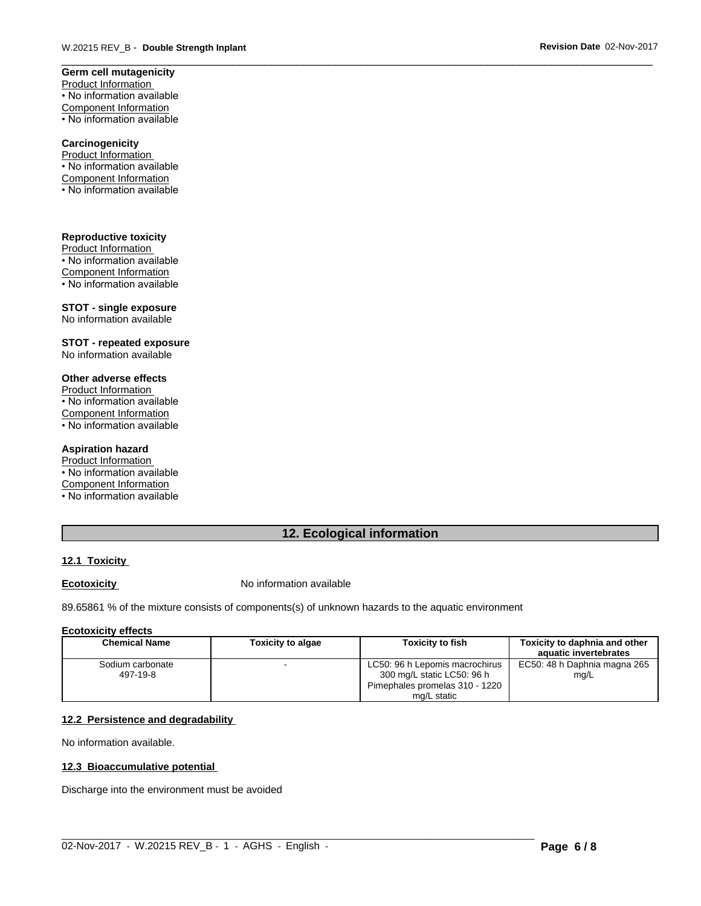**Germ cell mutagenicity**

Product Information

• No information available

Component Information

• No information available

**Carcinogenicity**

Product Information

• No information available

Component Information

• No information available

**Reproductive toxicity**

Product Information

• No information available

Component Information

• No information available

**STOT - single exposure**

No information available

**STOT - repeated exposure**

No information available

**Other adverse effects**

Product Information

• No information available

Component Information

• No information available

**Aspiration hazard**

Product Information

• No information available

Component Information

• No information available

## 12. Ecological information

### 12.1 Toxicity

**Ecotoxicity** No information available

89.65861 % of the mixture consists of components(s) of unknown hazards to the aquatic environment

**Ecotoxicity effects**

| Chemical Name | Toxicity to algae | Toxicity to fish | Toxicity to daphnia and other aquatic invertebrates |
|---|---|---|---|
| Sodium carbonate 497-19-8 | - | LC50: 96 h Lepomis macrochirus 300 mg/L static LC50: 96 h Pimephales promelas 310 - 1220 mg/L static | EC50: 48 h Daphnia magna 265 mg/L |

### 12.2 Persistence and degradability

No information available.

### 12.3 Bioaccumulative potential

Discharge into the environment must be avoided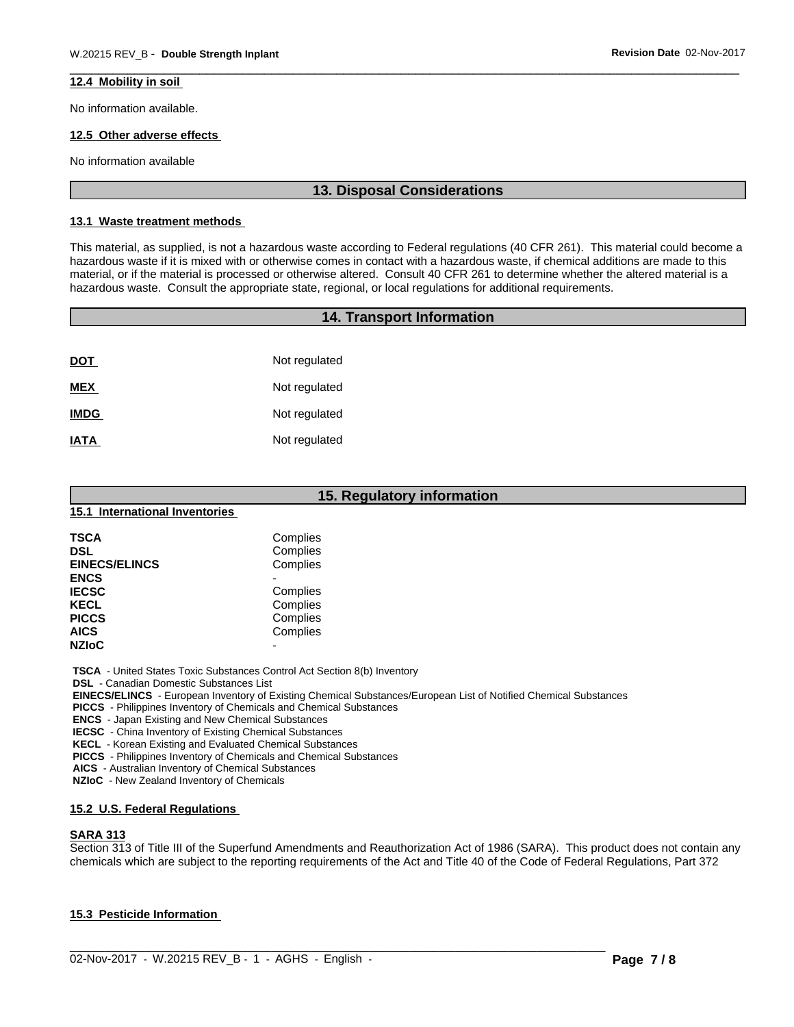#### 12.4 Mobility in soil

No information available.

#### 12.5 Other adverse effects

No information available

## 13. Disposal Considerations

#### 13.1 Waste treatment methods

This material, as supplied, is not a hazardous waste according to Federal regulations (40 CFR 261). This material could become a hazardous waste if it is mixed with or otherwise comes in contact with a hazardous waste, if chemical additions are made to this material, or if the material is processed or otherwise altered. Consult 40 CFR 261 to determine whether the altered material is a hazardous waste. Consult the appropriate state, regional, or local regulations for additional requirements.

## 14. Transport Information

| | |
|---|---|
| **DOT** | Not regulated |
| **MEX** | Not regulated |
| **IMDG** | Not regulated |
| **IATA** | Not regulated |

## 15. Regulatory information

#### 15.1 International Inventories

| | |
|---|---|
| **TSCA** | Complies |
| **DSL** | Complies |
| **EINECS/ELINCS** | Complies |
| **ENCS** | - |
| **IECSC** | Complies |
| **KECL** | Complies |
| **PICCS** | Complies |
| **AICS** | Complies |
| **NZIoC** | - |

**TSCA** - United States Toxic Substances Control Act Section 8(b) Inventory
**DSL** - Canadian Domestic Substances List
**EINECS/ELINCS** - European Inventory of Existing Chemical Substances/European List of Notified Chemical Substances
**PICCS** - Philippines Inventory of Chemicals and Chemical Substances
**ENCS** - Japan Existing and New Chemical Substances
**IECSC** - China Inventory of Existing Chemical Substances
**KECL** - Korean Existing and Evaluated Chemical Substances
**PICCS** - Philippines Inventory of Chemicals and Chemical Substances
**AICS** - Australian Inventory of Chemical Substances
**NZIoC** - New Zealand Inventory of Chemicals

#### 15.2 U.S. Federal Regulations

**SARA 313**
Section 313 of Title III of the Superfund Amendments and Reauthorization Act of 1986 (SARA). This product does not contain any chemicals which are subject to the reporting requirements of the Act and Title 40 of the Code of Federal Regulations, Part 372

#### 15.3 Pesticide Information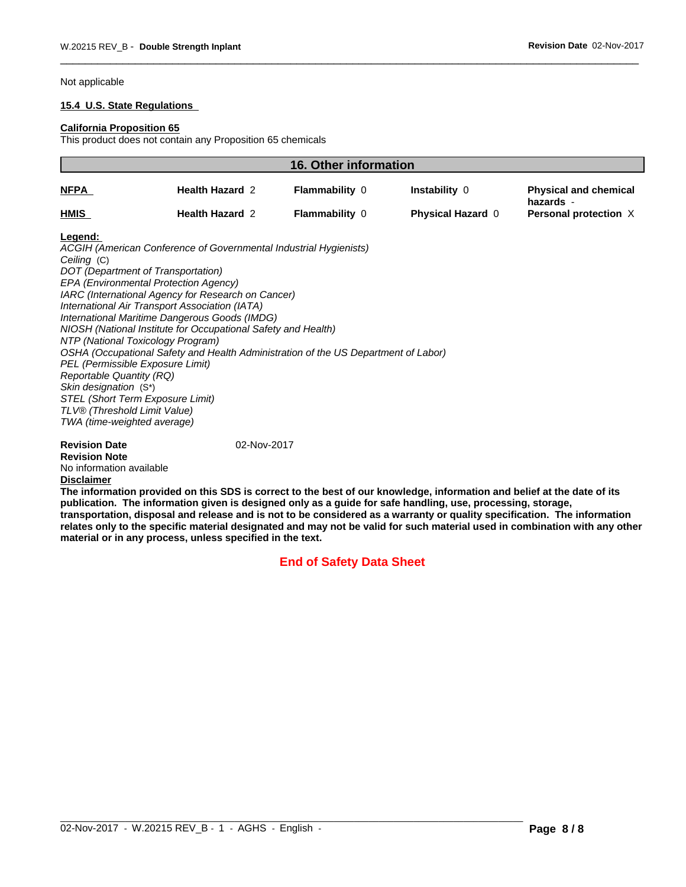Not applicable

**15.4 U.S. State Regulations**

**California Proposition 65**

This product does not contain any Proposition 65 chemicals

## 16. Other information

| | | | | |
|---|---|---|---|---|
| **NFPA** | **Health Hazard** 2 | **Flammability** 0 | **Instability** 0 | **Physical and chemical hazards** - |
| **HMIS** | **Health Hazard** 2 | **Flammability** 0 | **Physical Hazard** 0 | **Personal protection** X |

**Legend:**

*ACGIH (American Conference of Governmental Industrial Hygienists)*
*Ceiling* (C)
*DOT (Department of Transportation)*
*EPA (Environmental Protection Agency)*
*IARC (International Agency for Research on Cancer)*
*International Air Transport Association (IATA)*
*International Maritime Dangerous Goods (IMDG)*
*NIOSH (National Institute for Occupational Safety and Health)*
*NTP (National Toxicology Program)*
*OSHA (Occupational Safety and Health Administration of the US Department of Labor)*
*PEL (Permissible Exposure Limit)*
*Reportable Quantity (RQ)*
*Skin designation* (S*)
*STEL (Short Term Exposure Limit)*
*TLV® (Threshold Limit Value)*
*TWA (time-weighted average)*

**Revision Date** 02-Nov-2017

**Revision Note**

No information available

**Disclaimer**

**The information provided on this SDS is correct to the best of our knowledge, information and belief at the date of its publication. The information given is designed only as a guide for safe handling, use, processing, storage, transportation, disposal and release and is not to be considered as a warranty or quality specification. The information relates only to the specific material designated and may not be valid for such material used in combination with any other material or in any process, unless specified in the text.**

**End of Safety Data Sheet**